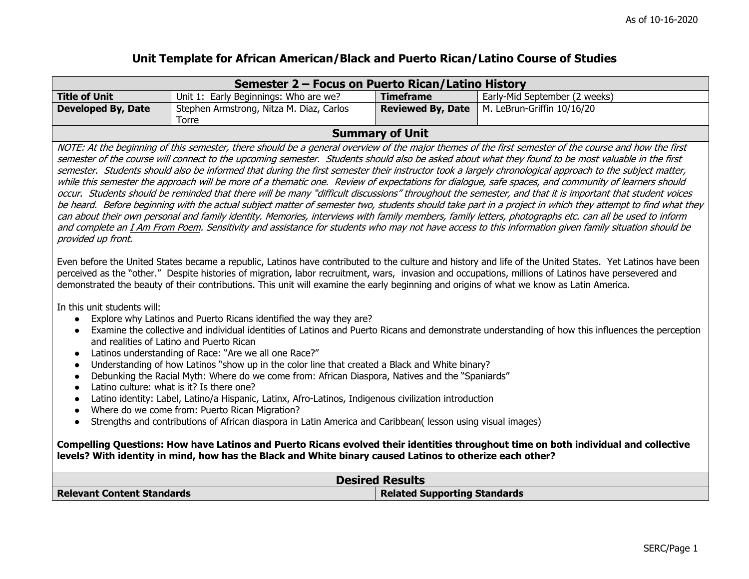# Unit Template for African American/Black and Puerto Rican/Latino Course of Studies

| Semester 2 – Focus on Puerto Rican/Latino History | | | |
|---|---|---|---|
| **Title of Unit** | Unit 1: Early Beginnings: Who are we? | **Timeframe** | Early-Mid September (2 weeks) |
| **Developed By, Date** | Stephen Armstrong, Nitza M. Diaz, Carlos Torre | **Reviewed By, Date** | M. LeBrun-Griffin 10/16/20 |

## Summary of Unit

*NOTE: At the beginning of this semester, there should be a general overview of the major themes of the first semester of the course and how the first semester of the course will connect to the upcoming semester. Students should also be asked about what they found to be most valuable in the first semester. Students should also be informed that during the first semester their instructor took a largely chronological approach to the subject matter, while this semester the approach will be more of a thematic one. Review of expectations for dialogue, safe spaces, and community of learners should occur. Students should be reminded that there will be many "difficult discussions" throughout the semester, and that it is important that student voices be heard. Before beginning with the actual subject matter of semester two, students should take part in a project in which they attempt to find what they can about their own personal and family identity. Memories, interviews with family members, family letters, photographs etc. can all be used to inform and complete an I Am From Poem. Sensitivity and assistance for students who may not have access to this information given family situation should be provided up front.*

Even before the United States became a republic, Latinos have contributed to the culture and history and life of the United States. Yet Latinos have been perceived as the "other." Despite histories of migration, labor recruitment, wars, invasion and occupations, millions of Latinos have persevered and demonstrated the beauty of their contributions. This unit will examine the early beginning and origins of what we know as Latin America.

In this unit students will:

- Explore why Latinos and Puerto Ricans identified the way they are?
- Examine the collective and individual identities of Latinos and Puerto Ricans and demonstrate understanding of how this influences the perception and realities of Latino and Puerto Rican
- Latinos understanding of Race: "Are we all one Race?"
- Understanding of how Latinos "show up in the color line that created a Black and White binary?
- Debunking the Racial Myth: Where do we come from: African Diaspora, Natives and the "Spaniards"
- Latino culture: what is it? Is there one?
- Latino identity: Label, Latino/a Hispanic, Latinx, Afro-Latinos, Indigenous civilization introduction
- Where do we come from: Puerto Rican Migration?
- Strengths and contributions of African diaspora in Latin America and Caribbean( lesson using visual images)

**Compelling Questions: How have Latinos and Puerto Ricans evolved their identities throughout time on both individual and collective levels? With identity in mind, how has the Black and White binary caused Latinos to otherize each other?**

## Desired Results

| Relevant Content Standards | Related Supporting Standards |
|---|---|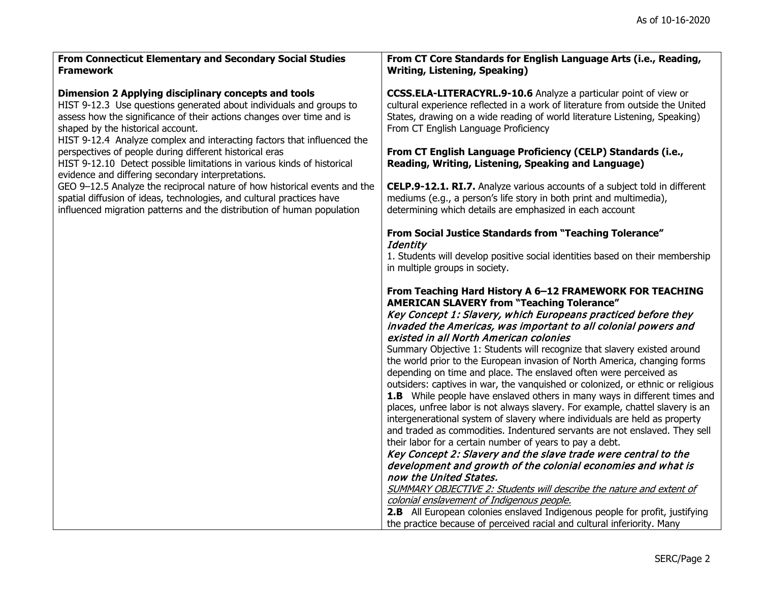| From Connecticut Elementary and Secondary Social Studies Framework | From CT Core Standards for English Language Arts (i.e., Reading, Writing, Listening, Speaking) |
|---|---|
| **Dimension 2 Applying disciplinary concepts and tools**<br>HIST 9-12.3 Use questions generated about individuals and groups to assess how the significance of their actions changes over time and is shaped by the historical account.<br>HIST 9-12.4 Analyze complex and interacting factors that influenced the perspectives of people during different historical eras<br>HIST 9-12.10 Detect possible limitations in various kinds of historical evidence and differing secondary interpretations.<br>GEO 9–12.5 Analyze the reciprocal nature of how historical events and the spatial diffusion of ideas, technologies, and cultural practices have influenced migration patterns and the distribution of human population | **CCSS.ELA-LITERACYRL.9-10.6** Analyze a particular point of view or cultural experience reflected in a work of literature from outside the United States, drawing on a wide reading of world literature Listening, Speaking) From CT English Language Proficiency<br><br>**From CT English Language Proficiency (CELP) Standards (i.e., Reading, Writing, Listening, Speaking and Language)**<br><br>**CELP.9-12.1. RI.7.** Analyze various accounts of a subject told in different mediums (e.g., a person's life story in both print and multimedia), determining which details are emphasized in each account<br><br>**From Social Justice Standards from "Teaching Tolerance"**<br>***Identity***<br>1. Students will develop positive social identities based on their membership in multiple groups in society.<br><br>**From Teaching Hard History A 6–12 FRAMEWORK FOR TEACHING AMERICAN SLAVERY from "Teaching Tolerance"**<br>***Key Concept 1: Slavery, which Europeans practiced before they invaded the Americas, was important to all colonial powers and existed in all North American colonies***<br>Summary Objective 1: Students will recognize that slavery existed around the world prior to the European invasion of North America, changing forms depending on time and place. The enslaved often were perceived as outsiders: captives in war, the vanquished or colonized, or ethnic or religious<br>**1.B** While people have enslaved others in many ways in different times and places, unfree labor is not always slavery. For example, chattel slavery is an intergenerational system of slavery where individuals are held as property and traded as commodities. Indentured servants are not enslaved. They sell their labor for a certain number of years to pay a debt.<br>***Key Concept 2: Slavery and the slave trade were central to the development and growth of the colonial economies and what is now the United States.***<br>*SUMMARY OBJECTIVE 2: Students will describe the nature and extent of colonial enslavement of Indigenous people.*<br>**2.B** All European colonies enslaved Indigenous people for profit, justifying the practice because of perceived racial and cultural inferiority. Many |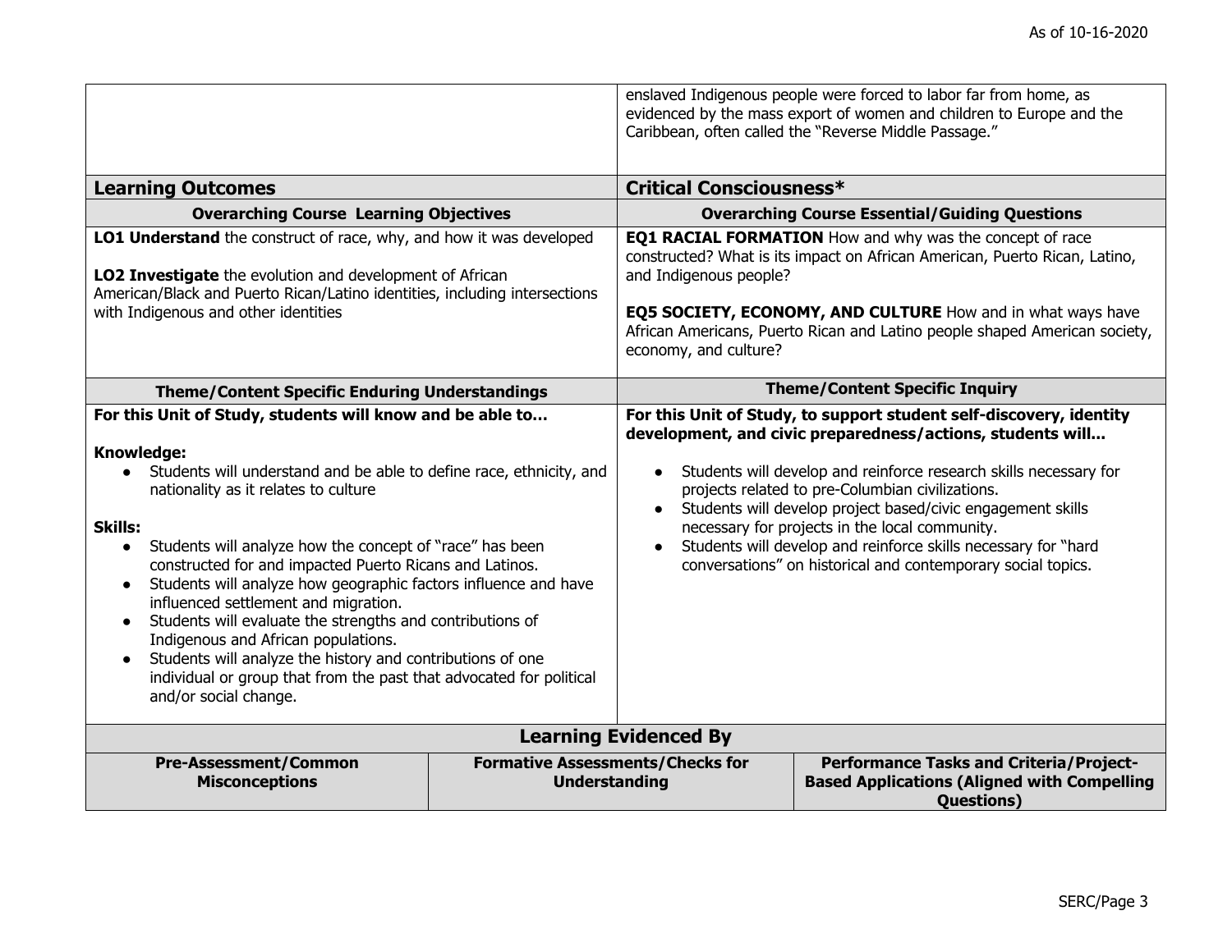| | |
|---|---|
| | enslaved Indigenous people were forced to labor far from home, as evidenced by the mass export of women and children to Europe and the Caribbean, often called the "Reverse Middle Passage." |
| **Learning Outcomes** | **Critical Consciousness*** |
| **Overarching Course Learning Objectives** | **Overarching Course Essential/Guiding Questions** |
| **LO1 Understand** the construct of race, why, and how it was developed<br><br>**LO2 Investigate** the evolution and development of African American/Black and Puerto Rican/Latino identities, including intersections with Indigenous and other identities | **EQ1 RACIAL FORMATION** How and why was the concept of race constructed? What is its impact on African American, Puerto Rican, Latino, and Indigenous people?<br><br>**EQ5 SOCIETY, ECONOMY, AND CULTURE** How and in what ways have African Americans, Puerto Rican and Latino people shaped American society, economy, and culture? |
| **Theme/Content Specific Enduring Understandings** | **Theme/Content Specific Inquiry** |
| **For this Unit of Study, students will know and be able to…**<br><br>**Knowledge:**<br>• Students will understand and be able to define race, ethnicity, and nationality as it relates to culture<br><br>**Skills:**<br>• Students will analyze how the concept of "race" has been constructed for and impacted Puerto Ricans and Latinos.<br>• Students will analyze how geographic factors influence and have influenced settlement and migration.<br>• Students will evaluate the strengths and contributions of Indigenous and African populations.<br>• Students will analyze the history and contributions of one individual or group that from the past that advocated for political and/or social change. | **For this Unit of Study, to support student self-discovery, identity development, and civic preparedness/actions, students will...**<br><br>• Students will develop and reinforce research skills necessary for projects related to pre-Columbian civilizations.<br>• Students will develop project based/civic engagement skills necessary for projects in the local community.<br>• Students will develop and reinforce skills necessary for "hard conversations" on historical and contemporary social topics. |

**Learning Evidenced By**

| Pre-Assessment/Common Misconceptions | Formative Assessments/Checks for Understanding | Performance Tasks and Criteria/Project-Based Applications (Aligned with Compelling Questions) |
|---|---|---|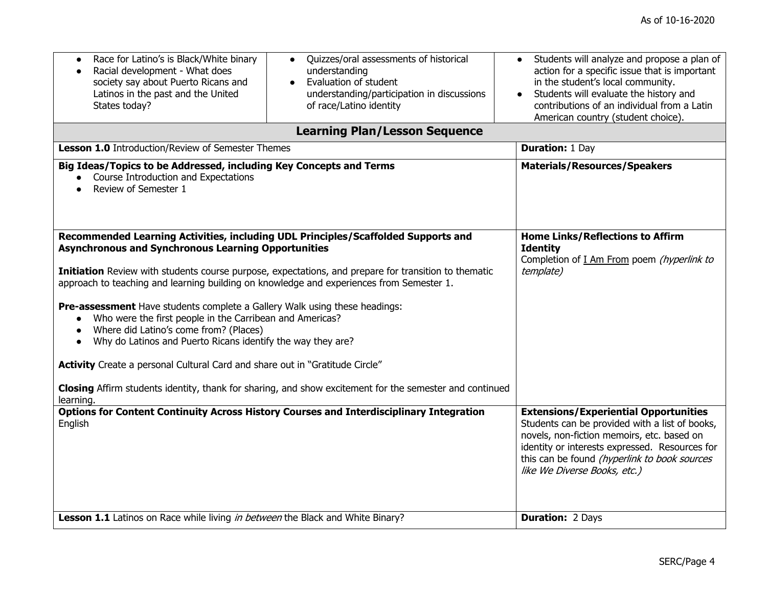| | | |
|---|---|---|
| • Race for Latino's is Black/White binary<br>• Racial development - What does society say about Puerto Ricans and Latinos in the past and the United States today? | • Quizzes/oral assessments of historical understanding<br>• Evaluation of student understanding/participation in discussions of race/Latino identity | • Students will analyze and propose a plan of action for a specific issue that is important in the student's local community.<br>• Students will evaluate the history and contributions of an individual from a Latin American country (student choice). |

## Learning Plan/Lesson Sequence

| | |
|---|---|
| **Lesson 1.0** Introduction/Review of Semester Themes | **Duration:** 1 Day |
| **Big Ideas/Topics to be Addressed, including Key Concepts and Terms**<br>• Course Introduction and Expectations<br>• Review of Semester 1 | **Materials/Resources/Speakers** |
| **Recommended Learning Activities, including UDL Principles/Scaffolded Supports and Asynchronous and Synchronous Learning Opportunities**<br><br>**Initiation** Review with students course purpose, expectations, and prepare for transition to thematic approach to teaching and learning building on knowledge and experiences from Semester 1.<br><br>**Pre-assessment** Have students complete a Gallery Walk using these headings:<br>• Who were the first people in the Carribean and Americas?<br>• Where did Latino's come from? (Places)<br>• Why do Latinos and Puerto Ricans identify the way they are?<br><br>**Activity** Create a personal Cultural Card and share out in "Gratitude Circle"<br><br>**Closing** Affirm students identity, thank for sharing, and show excitement for the semester and continued learning. | **Home Links/Reflections to Affirm Identity**<br>Completion of I Am From poem *(hyperlink to template)* |
| **Options for Content Continuity Across History Courses and Interdisciplinary Integration**<br>English | **Extensions/Experiential Opportunities**<br>Students can be provided with a list of books, novels, non-fiction memoirs, etc. based on identity or interests expressed. Resources for this can be found *(hyperlink to book sources like We Diverse Books, etc.)* |
| **Lesson 1.1** Latinos on Race while living *in between* the Black and White Binary? | **Duration:** 2 Days |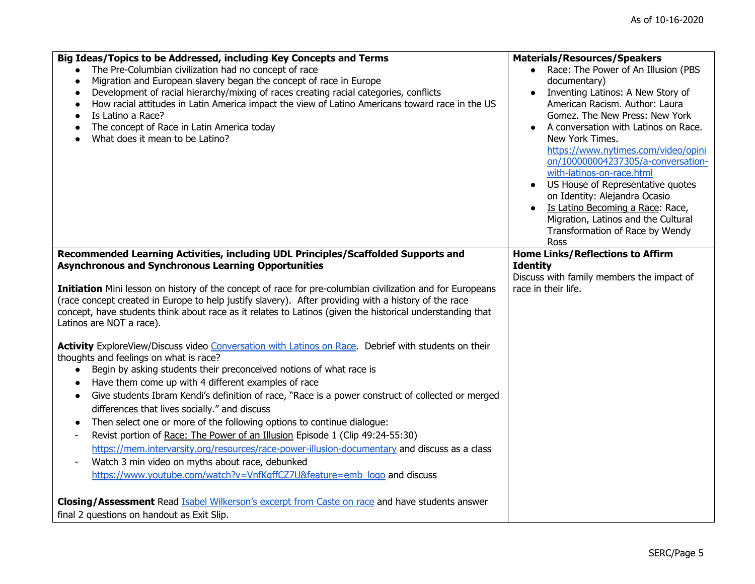| **Big Ideas/Topics to be Addressed, including Key Concepts and Terms** | **Materials/Resources/Speakers** |
|---|---|
| <ul><li>The Pre-Columbian civilization had no concept of race</li><li>Migration and European slavery began the concept of race in Europe</li><li>Development of racial hierarchy/mixing of races creating racial categories, conflicts</li><li>How racial attitudes in Latin America impact the view of Latino Americans toward race in the US</li><li>Is Latino a Race?</li><li>The concept of Race in Latin America today</li><li>What does it mean to be Latino?</li></ul> | <ul><li>Race: The Power of An Illusion (PBS documentary)</li><li>Inventing Latinos: A New Story of American Racism. Author: Laura Gomez. The New Press: New York</li><li>A conversation with Latinos on Race. New York Times. https://www.nytimes.com/video/opinion/100000004237305/a-conversation-with-latinos-on-race.html</li><li>US House of Representative quotes on Identity: Alejandra Ocasio</li><li>Is Latino Becoming a Race: Race, Migration, Latinos and the Cultural Transformation of Race by Wendy Ross</li></ul> |
| **Recommended Learning Activities, including UDL Principles/Scaffolded Supports and Asynchronous and Synchronous Learning Opportunities**<br><br>**Initiation** Mini lesson on history of the concept of race for pre-columbian civilization and for Europeans (race concept created in Europe to help justify slavery). After providing with a history of the race concept, have students think about race as it relates to Latinos (given the historical understanding that Latinos are NOT a race).<br><br>**Activity** ExploreView/Discuss video Conversation with Latinos on Race. Debrief with students on their thoughts and feelings on what is race?<ul><li>Begin by asking students their preconceived notions of what race is</li><li>Have them come up with 4 different examples of race</li><li>Give students Ibram Kendi's definition of race, "Race is a power construct of collected or merged differences that lives socially." and discuss</li><li>Then select one or more of the following options to continue dialogue:</li></ul>- Revist portion of Race: The Power of an Illusion Episode 1 (Clip 49:24-55:30) https://mem.intervarsity.org/resources/race-power-illusion-documentary and discuss as a class<br>- Watch 3 min video on myths about race, debunked https://www.youtube.com/watch?v=VnfKgffCZ7U&feature=emb_logo and discuss<br><br>**Closing/Assessment** Read Isabel Wilkerson's excerpt from Caste on race and have students answer final 2 questions on handout as Exit Slip. | **Home Links/Reflections to Affirm Identity**<br>Discuss with family members the impact of race in their life. |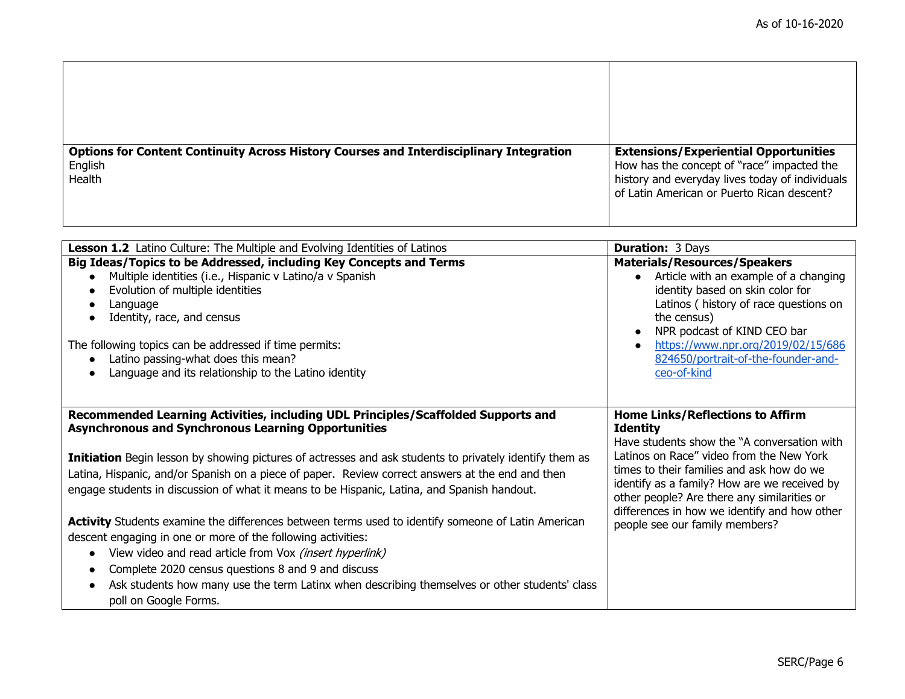| | |
|---|---|
| | |
| **Options for Content Continuity Across History Courses and Interdisciplinary Integration**<br>English<br>Health | **Extensions/Experiential Opportunities**<br>How has the concept of "race" impacted the history and everyday lives today of individuals of Latin American or Puerto Rican descent? |

| **Lesson 1.2** Latino Culture: The Multiple and Evolving Identities of Latinos | **Duration:** 3 Days |
|---|---|
| **Big Ideas/Topics to be Addressed, including Key Concepts and Terms**<br>• Multiple identities (i.e., Hispanic v Latino/a v Spanish<br>• Evolution of multiple identities<br>• Language<br>• Identity, race, and census<br><br>The following topics can be addressed if time permits:<br>• Latino passing-what does this mean?<br>• Language and its relationship to the Latino identity | **Materials/Resources/Speakers**<br>• Article with an example of a changing identity based on skin color for Latinos ( history of race questions on the census)<br>• NPR podcast of KIND CEO bar<br>• [https://www.npr.org/2019/02/15/686824650/portrait-of-the-founder-and-ceo-of-kind](https://www.npr.org/2019/02/15/686824650/portrait-of-the-founder-and-ceo-of-kind) |
| **Recommended Learning Activities, including UDL Principles/Scaffolded Supports and Asynchronous and Synchronous Learning Opportunities**<br><br>**Initiation** Begin lesson by showing pictures of actresses and ask students to privately identify them as Latina, Hispanic, and/or Spanish on a piece of paper. Review correct answers at the end and then engage students in discussion of what it means to be Hispanic, Latina, and Spanish handout.<br><br>**Activity** Students examine the differences between terms used to identify someone of Latin American descent engaging in one or more of the following activities:<br>• View video and read article from Vox *(insert hyperlink)*<br>• Complete 2020 census questions 8 and 9 and discuss<br>• Ask students how many use the term Latinx when describing themselves or other students' class poll on Google Forms. | **Home Links/Reflections to Affirm Identity**<br>Have students show the "A conversation with Latinos on Race" video from the New York times to their families and ask how do we identify as a family? How are we received by other people? Are there any similarities or differences in how we identify and how other people see our family members? |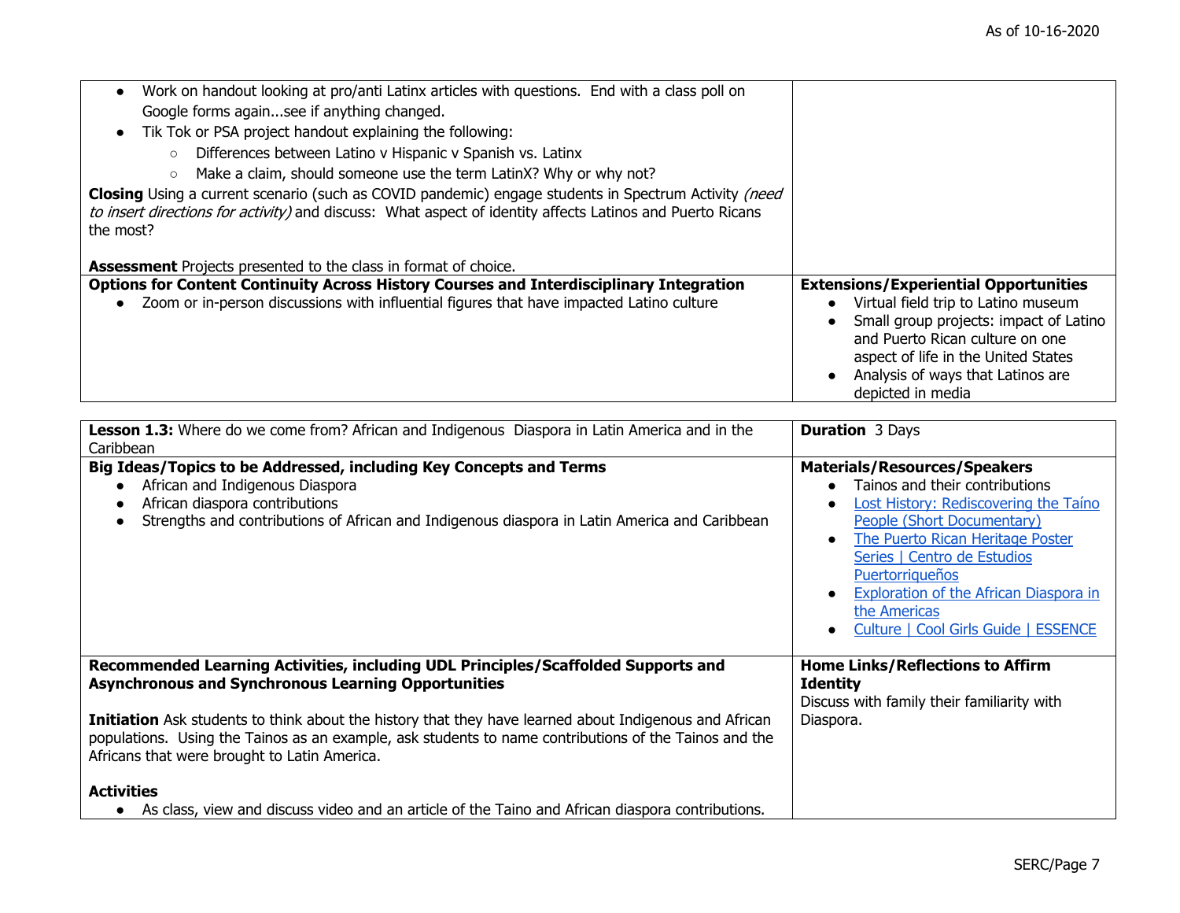- Work on handout looking at pro/anti Latinx articles with questions. End with a class poll on Google forms again...see if anything changed.
- Tik Tok or PSA project handout explaining the following:
  - Differences between Latino v Hispanic v Spanish vs. Latinx
  - Make a claim, should someone use the term LatinX? Why or why not?

**Closing** Using a current scenario (such as COVID pandemic) engage students in Spectrum Activity *(need to insert directions for activity)* and discuss: What aspect of identity affects Latinos and Puerto Ricans the most?

**Assessment** Projects presented to the class in format of choice.

| **Options for Content Continuity Across History Courses and Interdisciplinary Integration** | **Extensions/Experiential Opportunities** |
|---|---|
| • Zoom or in-person discussions with influential figures that have impacted Latino culture | • Virtual field trip to Latino museum<br>• Small group projects: impact of Latino and Puerto Rican culture on one aspect of life in the United States<br>• Analysis of ways that Latinos are depicted in media |

| **Lesson 1.3:** Where do we come from? African and Indigenous Diaspora in Latin America and in the Caribbean | **Duration** 3 Days |
|---|---|
| **Big Ideas/Topics to be Addressed, including Key Concepts and Terms**<br>• African and Indigenous Diaspora<br>• African diaspora contributions<br>• Strengths and contributions of African and Indigenous diaspora in Latin America and Caribbean | **Materials/Resources/Speakers**<br>• Tainos and their contributions<br>• Lost History: Rediscovering the Taíno People (Short Documentary)<br>• The Puerto Rican Heritage Poster Series \| Centro de Estudios Puertorriqueños<br>• Exploration of the African Diaspora in the Americas<br>• Culture \| Cool Girls Guide \| ESSENCE |
| **Recommended Learning Activities, including UDL Principles/Scaffolded Supports and Asynchronous and Synchronous Learning Opportunities**<br><br>**Initiation** Ask students to think about the history that they have learned about Indigenous and African populations. Using the Tainos as an example, ask students to name contributions of the Tainos and the Africans that were brought to Latin America.<br><br>**Activities**<br>• As class, view and discuss video and an article of the Taino and African diaspora contributions. | **Home Links/Reflections to Affirm Identity**<br>Discuss with family their familiarity with Diaspora. |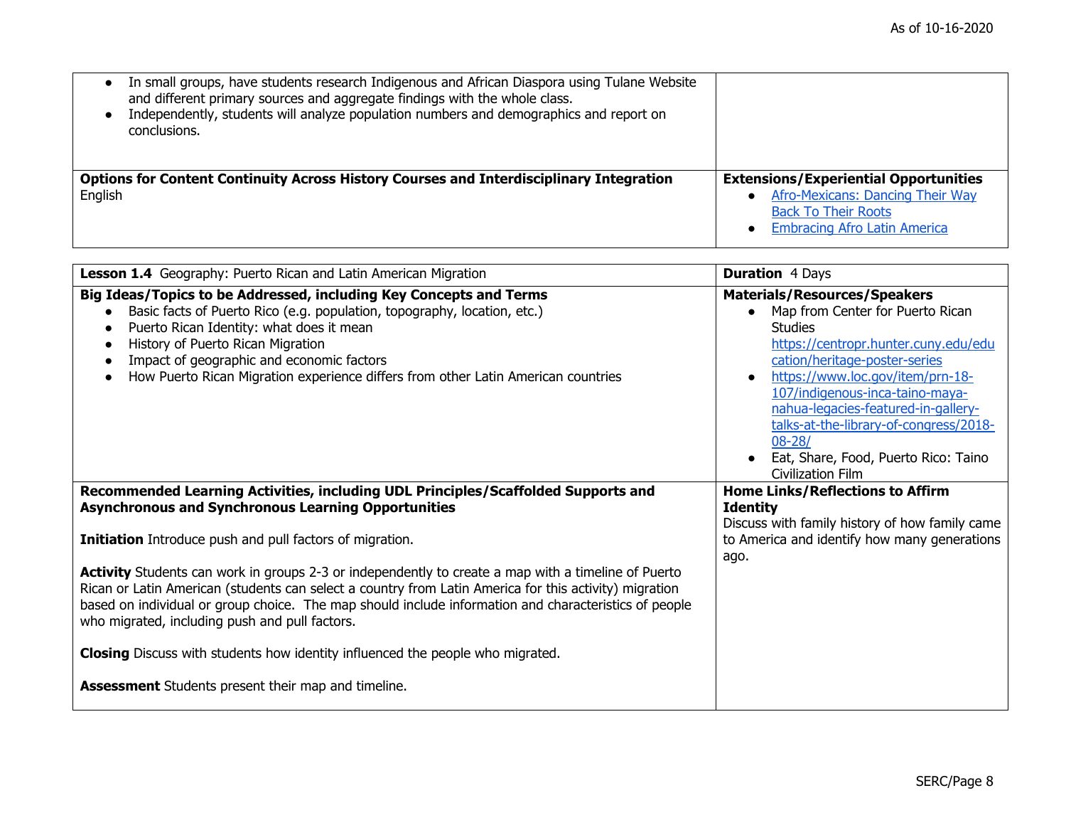- In small groups, have students research Indigenous and African Diaspora using Tulane Website and different primary sources and aggregate findings with the whole class.
- Independently, students will analyze population numbers and demographics and report on conclusions.

| **Options for Content Continuity Across History Courses and Interdisciplinary Integration** | **Extensions/Experiential Opportunities** |
|---|---|
| English | • Afro-Mexicans: Dancing Their Way Back To Their Roots<br>• Embracing Afro Latin America |

| **Lesson 1.4** Geography: Puerto Rican and Latin American Migration | **Duration** 4 Days |
|---|---|
| **Big Ideas/Topics to be Addressed, including Key Concepts and Terms**<br>• Basic facts of Puerto Rico (e.g. population, topography, location, etc.)<br>• Puerto Rican Identity: what does it mean<br>• History of Puerto Rican Migration<br>• Impact of geographic and economic factors<br>• How Puerto Rican Migration experience differs from other Latin American countries | **Materials/Resources/Speakers**<br>• Map from Center for Puerto Rican Studies https://centropr.hunter.cuny.edu/education/heritage-poster-series<br>• https://www.loc.gov/item/prn-18-107/indigenous-inca-taino-maya-nahua-legacies-featured-in-gallery-talks-at-the-library-of-congress/2018-08-28/<br>• Eat, Share, Food, Puerto Rico: Taino Civilization Film |
| **Recommended Learning Activities, including UDL Principles/Scaffolded Supports and Asynchronous and Synchronous Learning Opportunities**<br><br>**Initiation** Introduce push and pull factors of migration.<br><br>**Activity** Students can work in groups 2-3 or independently to create a map with a timeline of Puerto Rican or Latin American (students can select a country from Latin America for this activity) migration based on individual or group choice. The map should include information and characteristics of people who migrated, including push and pull factors.<br><br>**Closing** Discuss with students how identity influenced the people who migrated.<br><br>**Assessment** Students present their map and timeline. | **Home Links/Reflections to Affirm Identity**<br>Discuss with family history of how family came to America and identify how many generations ago. |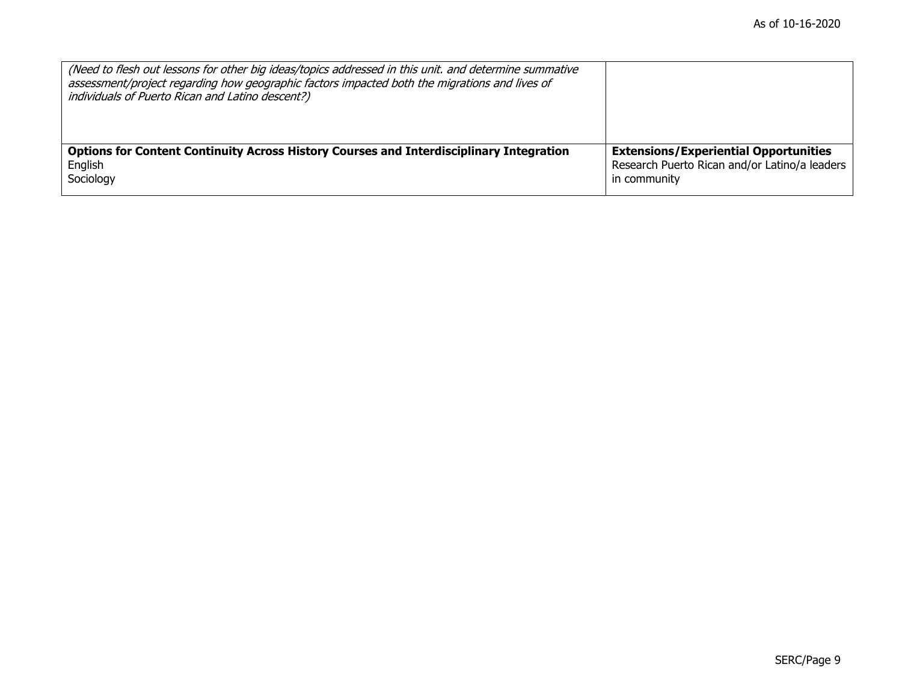| | |
|---|---|
| *(Need to flesh out lessons for other big ideas/topics addressed in this unit. and determine summative assessment/project regarding how geographic factors impacted both the migrations and lives of individuals of Puerto Rican and Latino descent?)* | |
| **Options for Content Continuity Across History Courses and Interdisciplinary Integration**<br>English<br>Sociology | **Extensions/Experiential Opportunities**<br>Research Puerto Rican and/or Latino/a leaders in community |